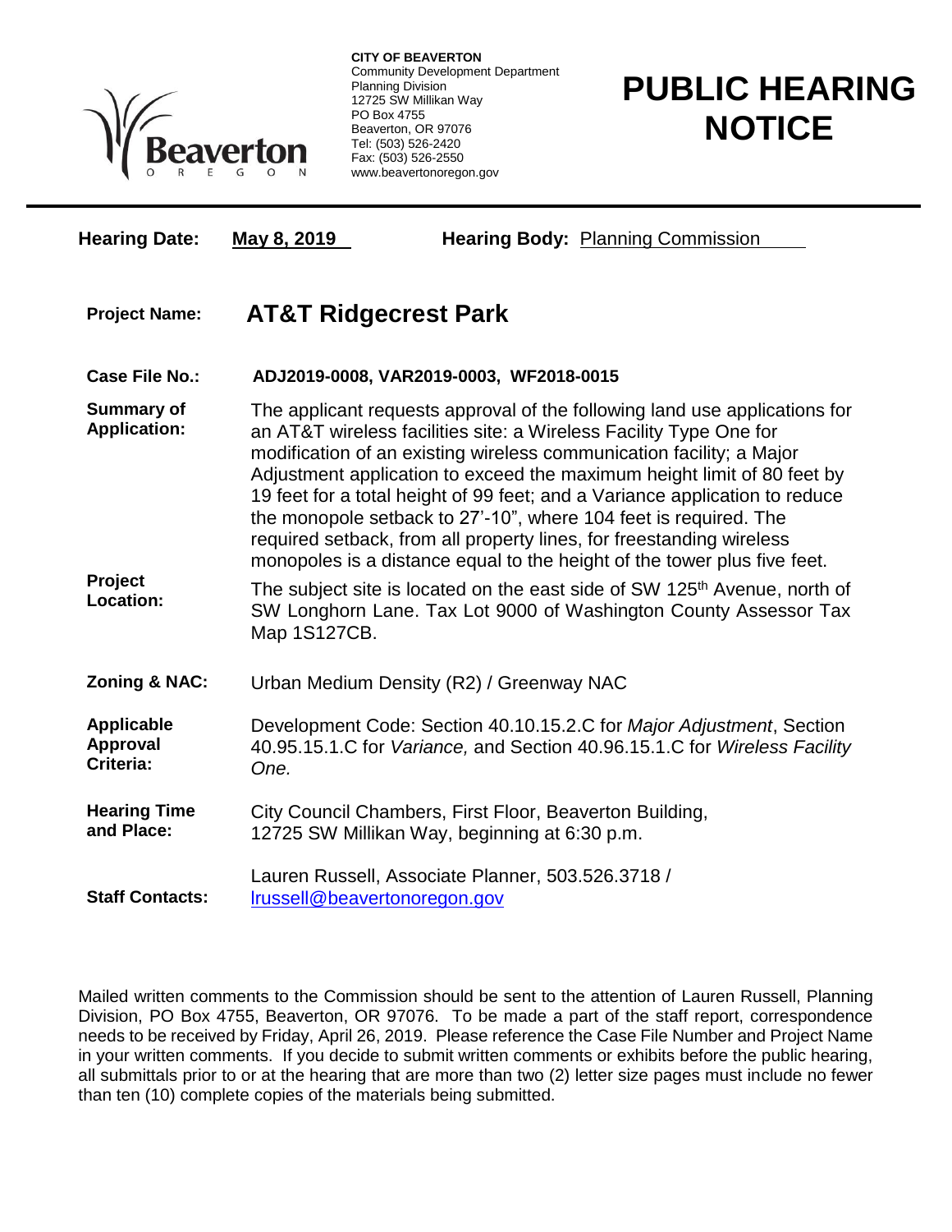**CITY OF BEAVERTON**
Community Development Department
Planning Division
12725 SW Millikan Way
PO Box 4755
Beaverton, OR 97076
Tel: (503) 526-2420
Fax: (503) 526-2550
www.beavertonoregon.gov

# PUBLIC HEARING NOTICE

**Hearing Date:** May 8, 2019 **Hearing Body:** Planning Commission

| | |
|---|---|
| **Project Name:** | **AT&T Ridgecrest Park** |
| **Case File No.:** | **ADJ2019-0008, VAR2019-0003, WF2018-0015** |
| **Summary of Application:** | The applicant requests approval of the following land use applications for an AT&T wireless facilities site: a Wireless Facility Type One for modification of an existing wireless communication facility; a Major Adjustment application to exceed the maximum height limit of 80 feet by 19 feet for a total height of 99 feet; and a Variance application to reduce the monopole setback to 27'-10", where 104 feet is required. The required setback, from all property lines, for freestanding wireless monopoles is a distance equal to the height of the tower plus five feet. |
| **Project Location:** | The subject site is located on the east side of SW 125th Avenue, north of SW Longhorn Lane. Tax Lot 9000 of Washington County Assessor Tax Map 1S127CB. |
| **Zoning & NAC:** | Urban Medium Density (R2) / Greenway NAC |
| **Applicable Approval Criteria:** | Development Code: Section 40.10.15.2.C for *Major Adjustment*, Section 40.95.15.1.C for *Variance,* and Section 40.96.15.1.C for *Wireless Facility One.* |
| **Hearing Time and Place:** | City Council Chambers, First Floor, Beaverton Building, 12725 SW Millikan Way, beginning at 6:30 p.m. |
| **Staff Contacts:** | Lauren Russell, Associate Planner, 503.526.3718 / lrussell@beavertonoregon.gov |

Mailed written comments to the Commission should be sent to the attention of Lauren Russell, Planning Division, PO Box 4755, Beaverton, OR 97076. To be made a part of the staff report, correspondence needs to be received by Friday, April 26, 2019. Please reference the Case File Number and Project Name in your written comments. If you decide to submit written comments or exhibits before the public hearing, all submittals prior to or at the hearing that are more than two (2) letter size pages must include no fewer than ten (10) complete copies of the materials being submitted.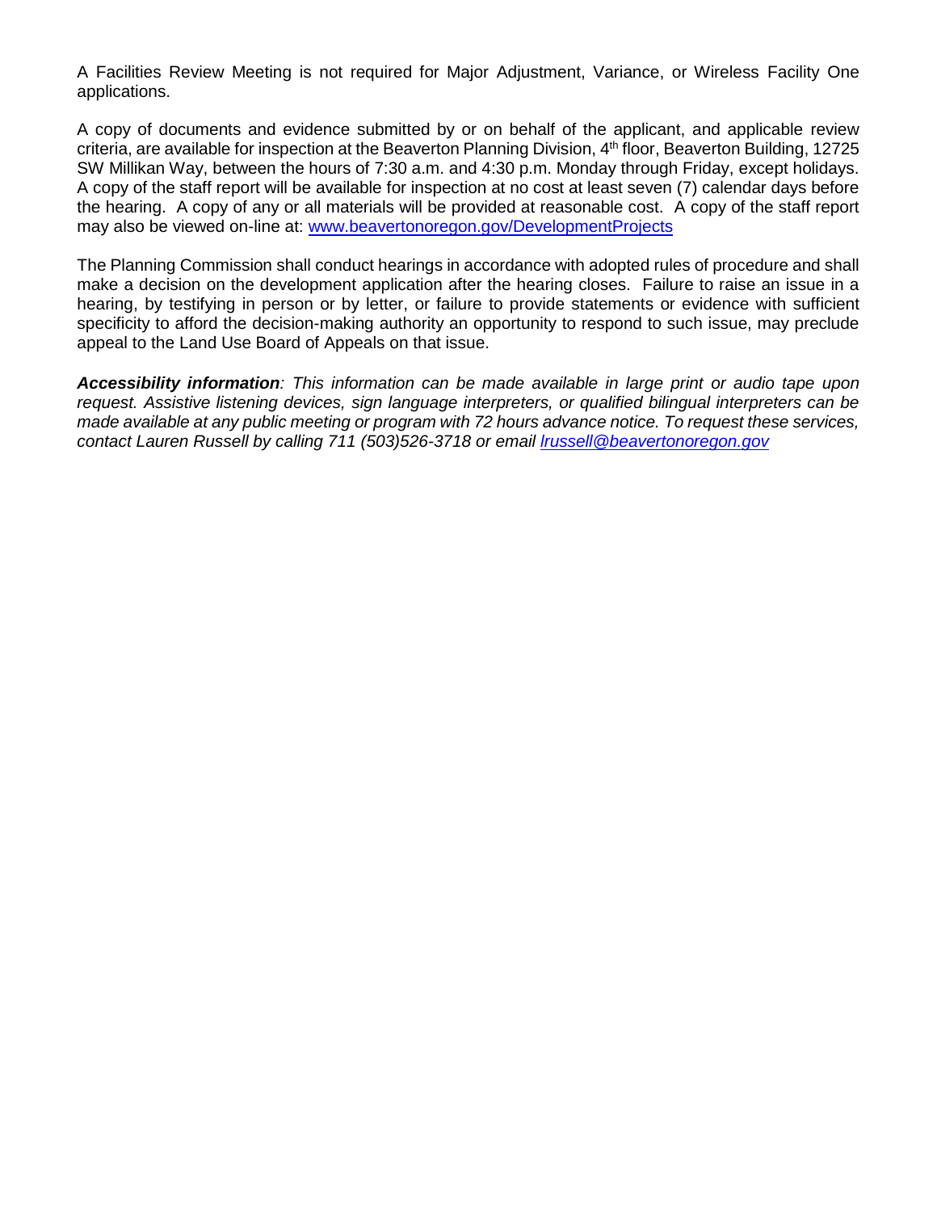A Facilities Review Meeting is not required for Major Adjustment, Variance, or Wireless Facility One applications.

A copy of documents and evidence submitted by or on behalf of the applicant, and applicable review criteria, are available for inspection at the Beaverton Planning Division, 4th floor, Beaverton Building, 12725 SW Millikan Way, between the hours of 7:30 a.m. and 4:30 p.m. Monday through Friday, except holidays. A copy of the staff report will be available for inspection at no cost at least seven (7) calendar days before the hearing. A copy of any or all materials will be provided at reasonable cost. A copy of the staff report may also be viewed on-line at: [www.beavertonoregon.gov/DevelopmentProjects](http://www.beavertonoregon.gov/DevelopmentProjects)

The Planning Commission shall conduct hearings in accordance with adopted rules of procedure and shall make a decision on the development application after the hearing closes. Failure to raise an issue in a hearing, by testifying in person or by letter, or failure to provide statements or evidence with sufficient specificity to afford the decision-making authority an opportunity to respond to such issue, may preclude appeal to the Land Use Board of Appeals on that issue.

***Accessibility information****: This information can be made available in large print or audio tape upon request. Assistive listening devices, sign language interpreters, or qualified bilingual interpreters can be made available at any public meeting or program with 72 hours advance notice. To request these services, contact Lauren Russell by calling 711 (503)526-3718 or email [lrussell@beavertonoregon.gov](mailto:lrussell@beavertonoregon.gov)*